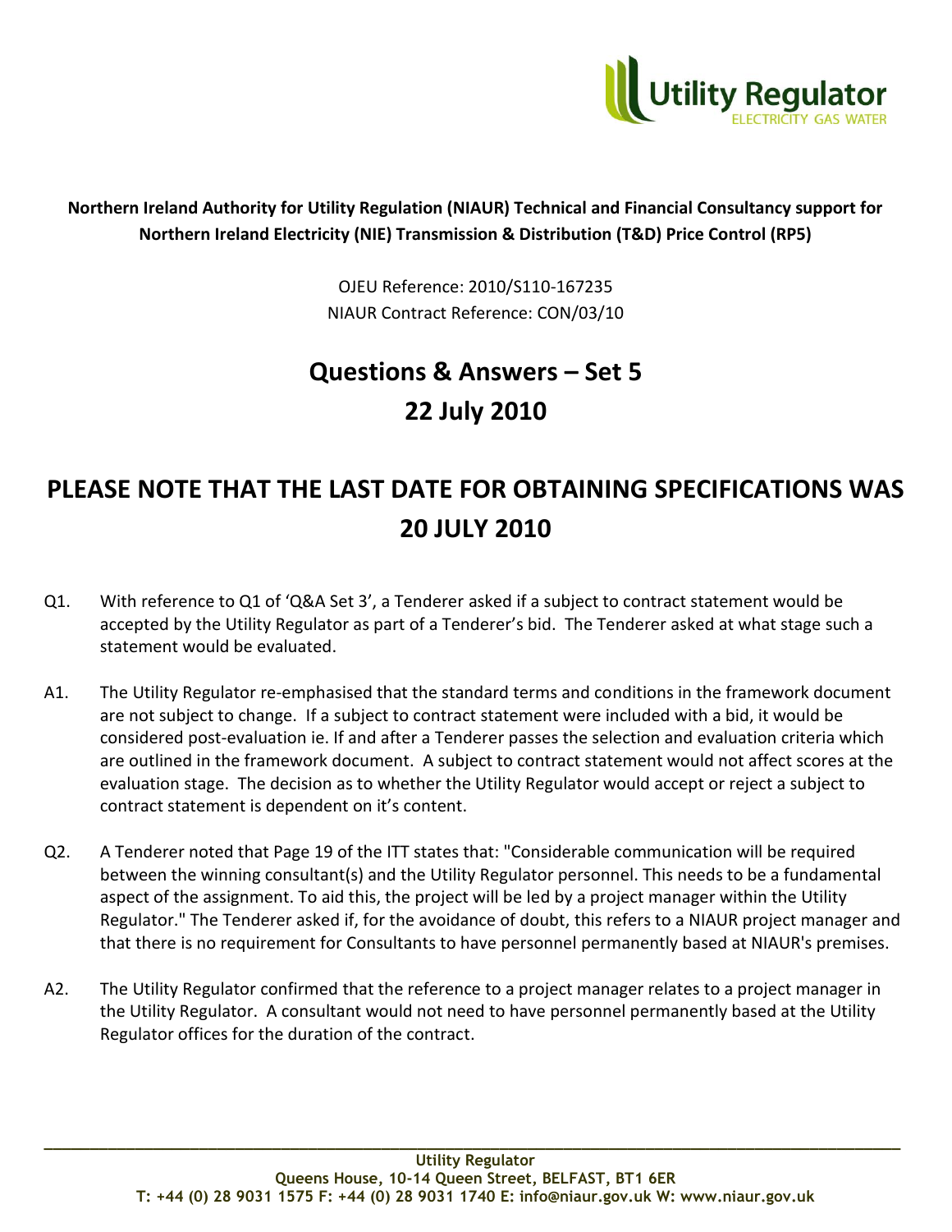**Northern Ireland Authority for Utility Regulation (NIAUR) Technical and Financial Consultancy support for Northern Ireland Electricity (NIE) Transmission & Distribution (T&D) Price Control (RP5)**

OJEU Reference: 2010/S110-167235

NIAUR Contract Reference: CON/03/10

# Questions & Answers – Set 5

# 22 July 2010

## PLEASE NOTE THAT THE LAST DATE FOR OBTAINING SPECIFICATIONS WAS 20 JULY 2010

Q1. With reference to Q1 of 'Q&A Set 3', a Tenderer asked if a subject to contract statement would be accepted by the Utility Regulator as part of a Tenderer's bid. The Tenderer asked at what stage such a statement would be evaluated.

A1. The Utility Regulator re-emphasised that the standard terms and conditions in the framework document are not subject to change. If a subject to contract statement were included with a bid, it would be considered post-evaluation ie. If and after a Tenderer passes the selection and evaluation criteria which are outlined in the framework document. A subject to contract statement would not affect scores at the evaluation stage. The decision as to whether the Utility Regulator would accept or reject a subject to contract statement is dependent on it's content.

Q2. A Tenderer noted that Page 19 of the ITT states that: "Considerable communication will be required between the winning consultant(s) and the Utility Regulator personnel. This needs to be a fundamental aspect of the assignment. To aid this, the project will be led by a project manager within the Utility Regulator." The Tenderer asked if, for the avoidance of doubt, this refers to a NIAUR project manager and that there is no requirement for Consultants to have personnel permanently based at NIAUR's premises.

A2. The Utility Regulator confirmed that the reference to a project manager relates to a project manager in the Utility Regulator. A consultant would not need to have personnel permanently based at the Utility Regulator offices for the duration of the contract.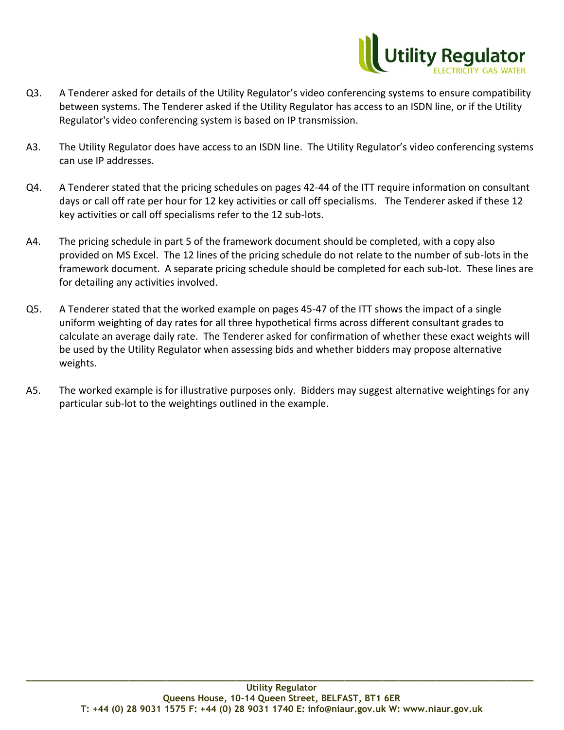Q3. A Tenderer asked for details of the Utility Regulator's video conferencing systems to ensure compatibility between systems. The Tenderer asked if the Utility Regulator has access to an ISDN line, or if the Utility Regulator's video conferencing system is based on IP transmission.

A3. The Utility Regulator does have access to an ISDN line. The Utility Regulator's video conferencing systems can use IP addresses.

Q4. A Tenderer stated that the pricing schedules on pages 42-44 of the ITT require information on consultant days or call off rate per hour for 12 key activities or call off specialisms. The Tenderer asked if these 12 key activities or call off specialisms refer to the 12 sub-lots.

A4. The pricing schedule in part 5 of the framework document should be completed, with a copy also provided on MS Excel. The 12 lines of the pricing schedule do not relate to the number of sub-lots in the framework document. A separate pricing schedule should be completed for each sub-lot. These lines are for detailing any activities involved.

Q5. A Tenderer stated that the worked example on pages 45-47 of the ITT shows the impact of a single uniform weighting of day rates for all three hypothetical firms across different consultant grades to calculate an average daily rate. The Tenderer asked for confirmation of whether these exact weights will be used by the Utility Regulator when assessing bids and whether bidders may propose alternative weights.

A5. The worked example is for illustrative purposes only. Bidders may suggest alternative weightings for any particular sub-lot to the weightings outlined in the example.